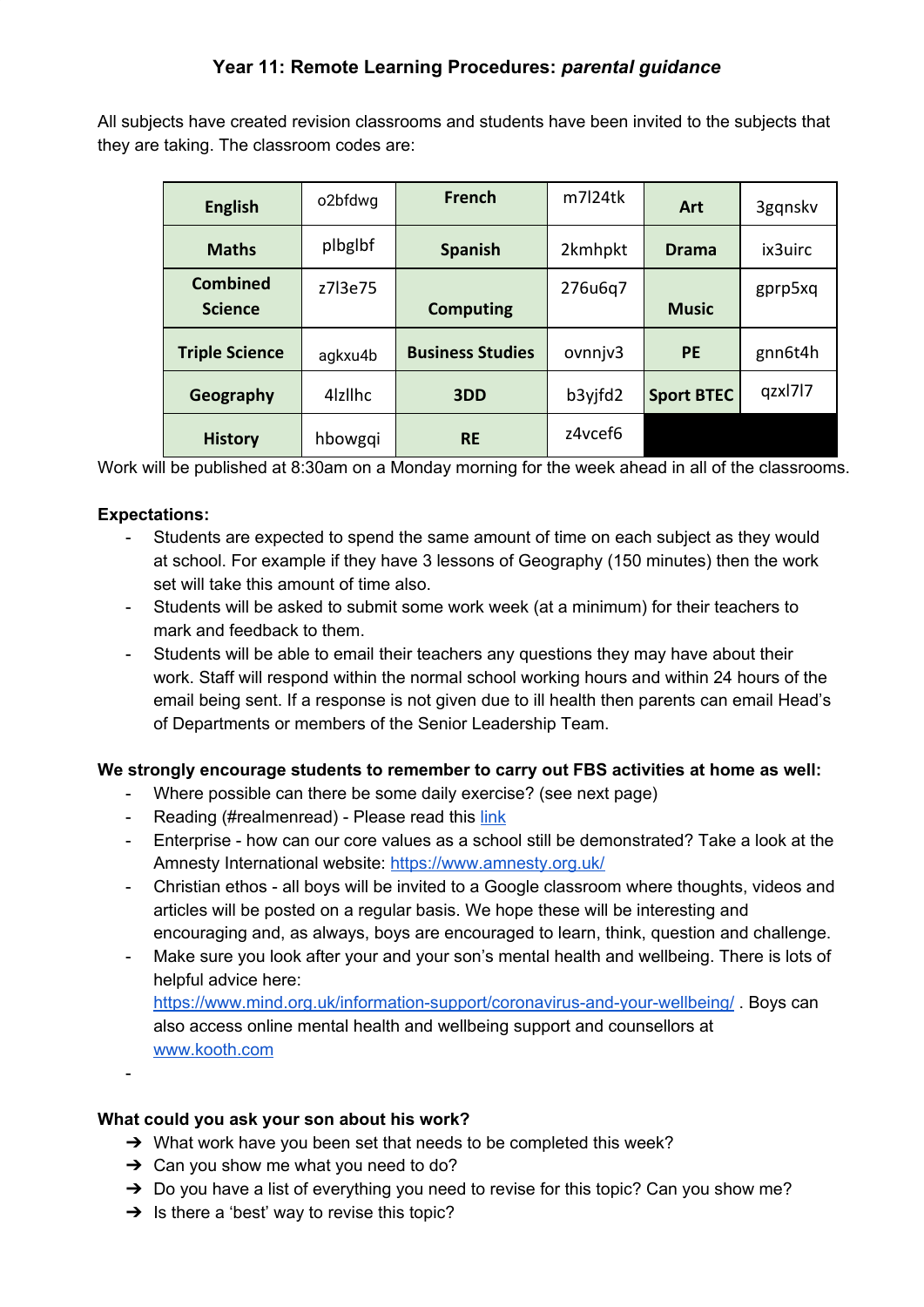## Year 11: Remote Learning Procedures: *parental guidance*

All subjects have created revision classrooms and students have been invited to the subjects that they are taking. The classroom codes are:

| English | o2bfdwg | French | m7l24tk | Art | 3gqnskv |
|---|---|---|---|---|---|
| Maths | plbglbf | Spanish | 2kmhpkt | Drama | ix3uirc |
| Combined Science | z7l3e75 | Computing | 276u6q7 | Music | gprp5xq |
| Triple Science | agkxu4b | Business Studies | ovnnjv3 | PE | gnn6t4h |
| Geography | 4lzllhc | 3DD | b3yjfd2 | Sport BTEC | qzxl7l7 |
| History | hbowgqi | RE | z4vcef6 | | |

Work will be published at 8:30am on a Monday morning for the week ahead in all of the classrooms.

**Expectations:**

- Students are expected to spend the same amount of time on each subject as they would at school. For example if they have 3 lessons of Geography (150 minutes) then the work set will take this amount of time also.
- Students will be asked to submit some work week (at a minimum) for their teachers to mark and feedback to them.
- Students will be able to email their teachers any questions they may have about their work. Staff will respond within the normal school working hours and within 24 hours of the email being sent. If a response is not given due to ill health then parents can email Head's of Departments or members of the Senior Leadership Team.

**We strongly encourage students to remember to carry out FBS activities at home as well:**

- Where possible can there be some daily exercise? (see next page)
- Reading (#realmenread) - Please read this link
- Enterprise - how can our core values as a school still be demonstrated? Take a look at the Amnesty International website: https://www.amnesty.org.uk/
- Christian ethos - all boys will be invited to a Google classroom where thoughts, videos and articles will be posted on a regular basis. We hope these will be interesting and encouraging and, as always, boys are encouraged to learn, think, question and challenge.
- Make sure you look after your and your son's mental health and wellbeing. There is lots of helpful advice here: https://www.mind.org.uk/information-support/coronavirus-and-your-wellbeing/ . Boys can also access online mental health and wellbeing support and counsellors at www.kooth.com
- 

**What could you ask your son about his work?**

- What work have you been set that needs to be completed this week?
- Can you show me what you need to do?
- Do you have a list of everything you need to revise for this topic? Can you show me?
- Is there a 'best' way to revise this topic?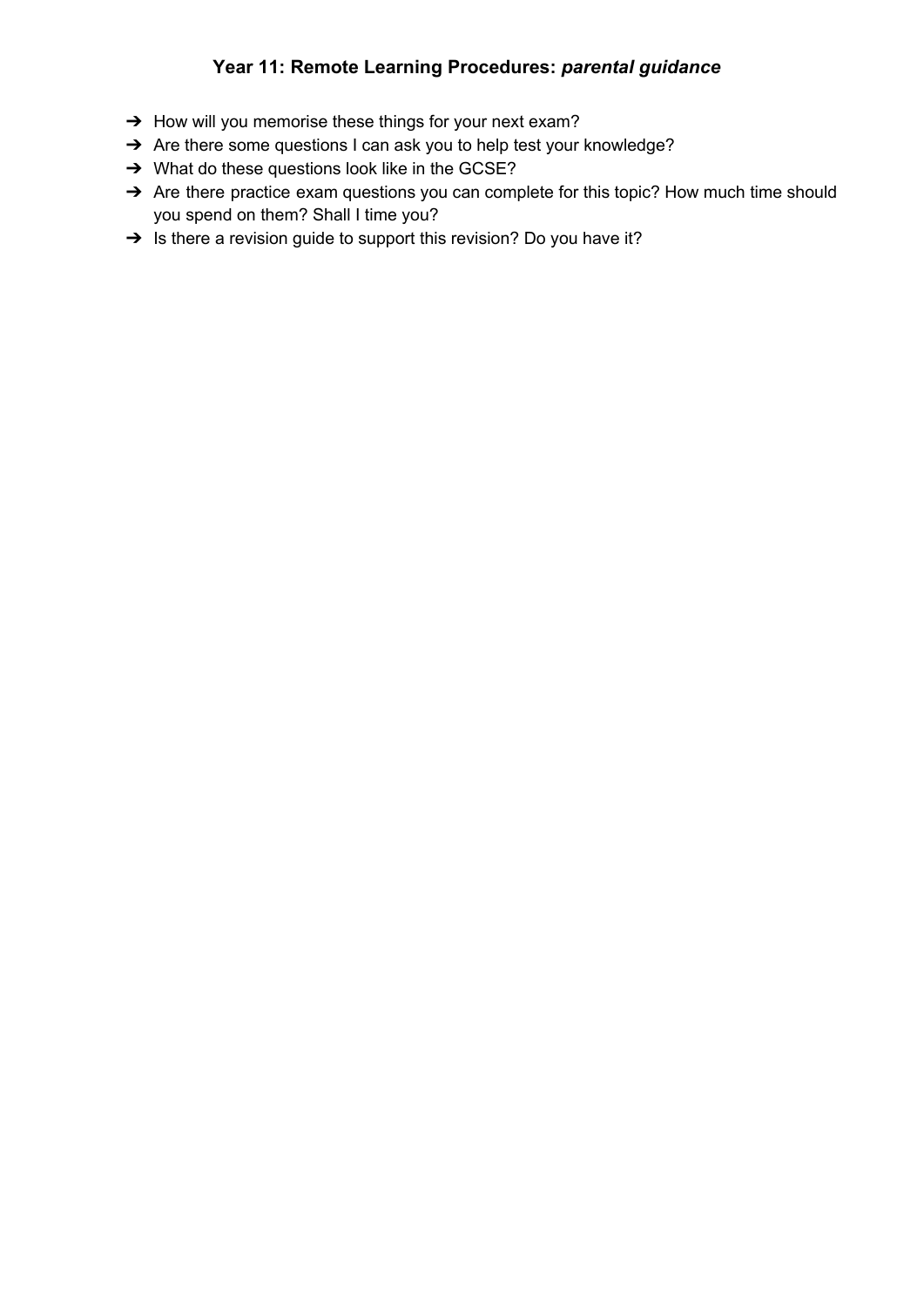**Year 11: Remote Learning Procedures:** ***parental guidance***

- How will you memorise these things for your next exam?
- Are there some questions I can ask you to help test your knowledge?
- What do these questions look like in the GCSE?
- Are there practice exam questions you can complete for this topic? How much time should you spend on them? Shall I time you?
- Is there a revision guide to support this revision? Do you have it?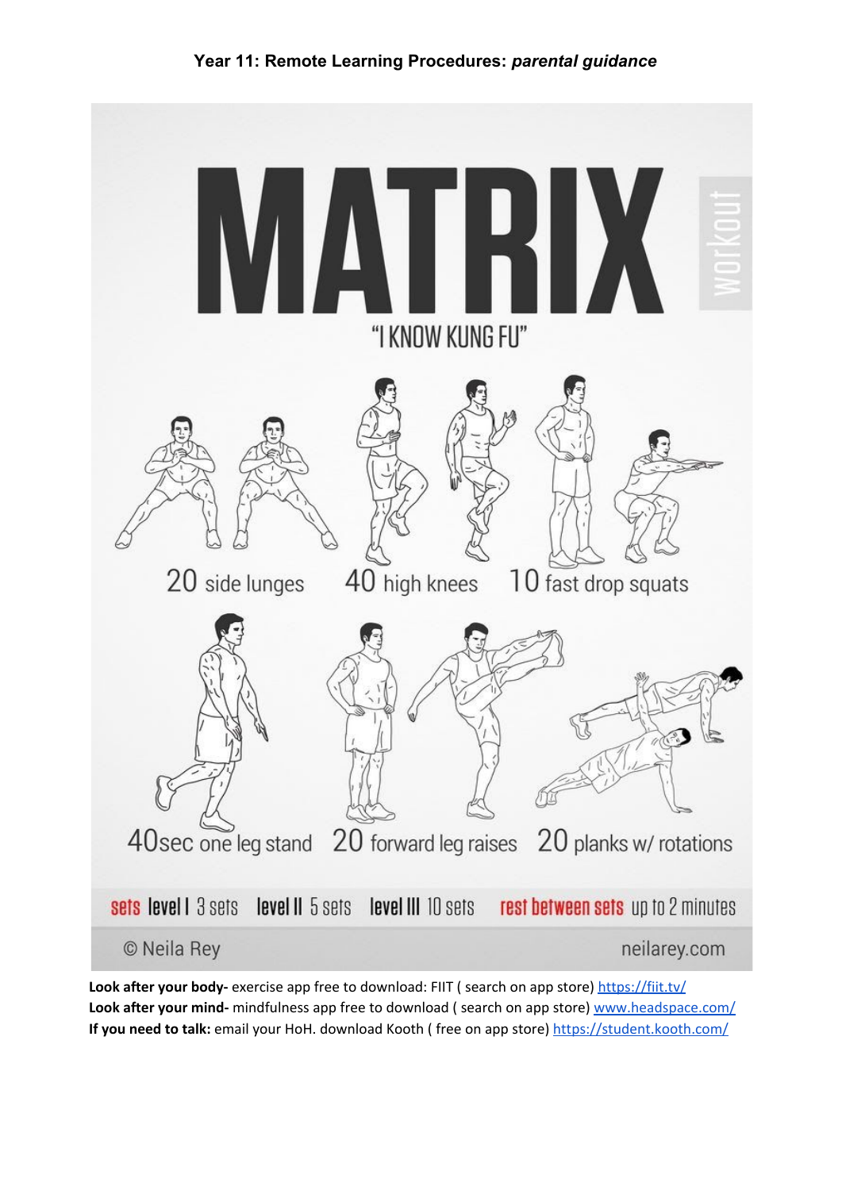**Year 11: Remote Learning Procedures: *parental guidance***

# MATRIX workout

"I KNOW KUNG FU"

20 side lunges

40 high knees

10 fast drop squats

40sec one leg stand

20 forward leg raises

20 planks w/ rotations

**sets** level I 3 sets level II 5 sets level III 10 sets **rest between sets** up to 2 minutes

© Neila Rey

neilarey.com

**Look after your body-** exercise app free to download: FIIT ( search on app store) https://fiit.tv/

**Look after your mind-** mindfulness app free to download ( search on app store) www.headspace.com/

**If you need to talk:** email your HoH. download Kooth ( free on app store) https://student.kooth.com/